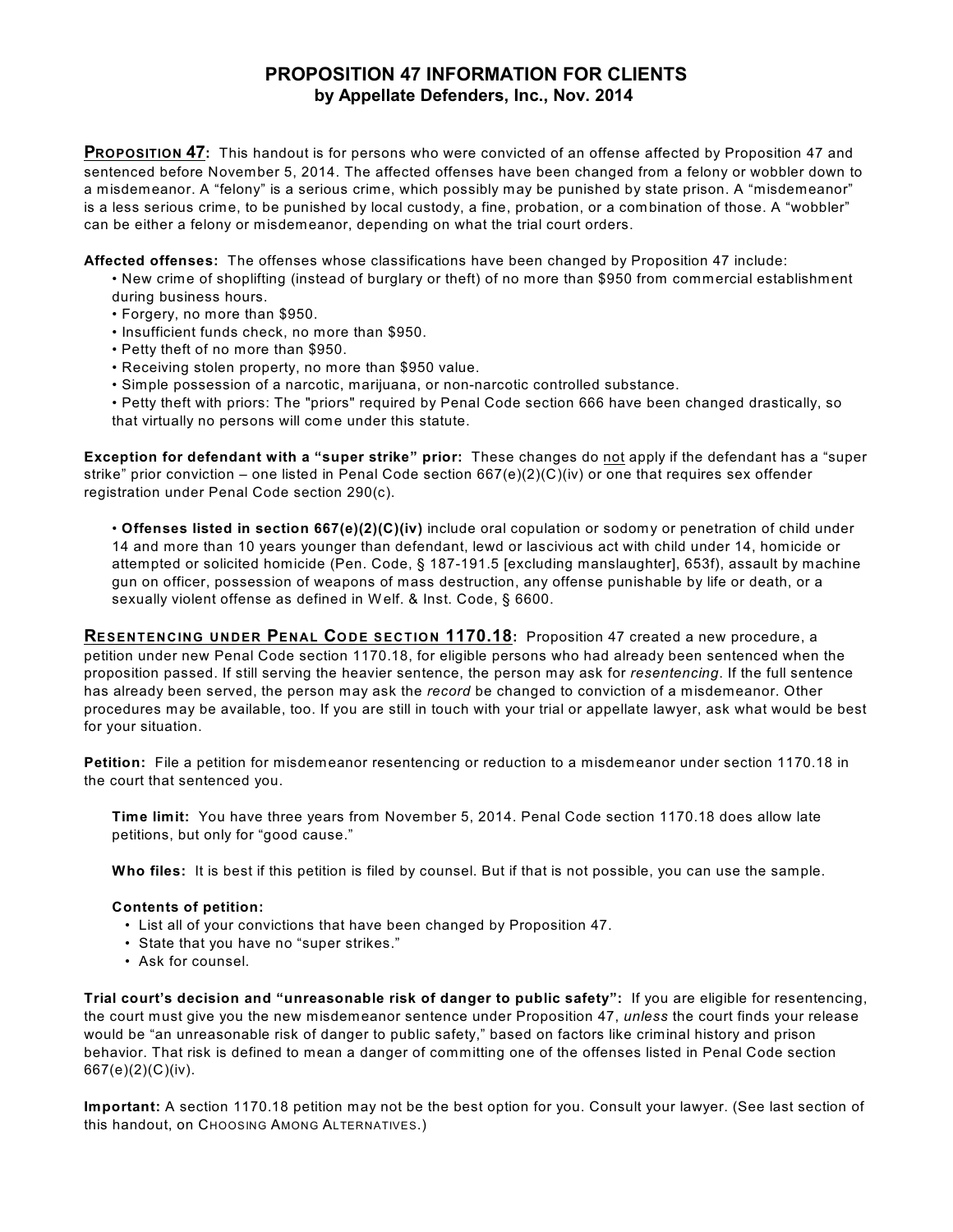# PROPOSITION 47 INFORMATION FOR CLIENTS
## by Appellate Defenders, Inc., Nov. 2014

**PROPOSITION 47:** This handout is for persons who were convicted of an offense affected by Proposition 47 and sentenced before November 5, 2014. The affected offenses have been changed from a felony or wobbler down to a misdemeanor. A "felony" is a serious crime, which possibly may be punished by state prison. A "misdemeanor" is a less serious crime, to be punished by local custody, a fine, probation, or a combination of those. A "wobbler" can be either a felony or misdemeanor, depending on what the trial court orders.

**Affected offenses:** The offenses whose classifications have been changed by Proposition 47 include:

- New crime of shoplifting (instead of burglary or theft) of no more than $950 from commercial establishment during business hours.
- Forgery, no more than $950.
- Insufficient funds check, no more than $950.
- Petty theft of no more than $950.
- Receiving stolen property, no more than $950 value.
- Simple possession of a narcotic, marijuana, or non-narcotic controlled substance.
- Petty theft with priors: The "priors" required by Penal Code section 666 have been changed drastically, so that virtually no persons will come under this statute.

**Exception for defendant with a "super strike" prior:** These changes do not apply if the defendant has a "super strike" prior conviction – one listed in Penal Code section 667(e)(2)(C)(iv) or one that requires sex offender registration under Penal Code section 290(c).

- **Offenses listed in section 667(e)(2)(C)(iv)** include oral copulation or sodomy or penetration of child under 14 and more than 10 years younger than defendant, lewd or lascivious act with child under 14, homicide or attempted or solicited homicide (Pen. Code, § 187-191.5 [excluding manslaughter], 653f), assault by machine gun on officer, possession of weapons of mass destruction, any offense punishable by life or death, or a sexually violent offense as defined in Welf. & Inst. Code, § 6600.

**RESENTENCING UNDER PENAL CODE SECTION 1170.18:** Proposition 47 created a new procedure, a petition under new Penal Code section 1170.18, for eligible persons who had already been sentenced when the proposition passed. If still serving the heavier sentence, the person may ask for *resentencing*. If the full sentence has already been served, the person may ask the *record* be changed to conviction of a misdemeanor. Other procedures may be available, too. If you are still in touch with your trial or appellate lawyer, ask what would be best for your situation.

**Petition:** File a petition for misdemeanor resentencing or reduction to a misdemeanor under section 1170.18 in the court that sentenced you.

**Time limit:** You have three years from November 5, 2014. Penal Code section 1170.18 does allow late petitions, but only for "good cause."

**Who files:** It is best if this petition is filed by counsel. But if that is not possible, you can use the sample.

**Contents of petition:**

- List all of your convictions that have been changed by Proposition 47.
- State that you have no "super strikes."
- Ask for counsel.

**Trial court's decision and "unreasonable risk of danger to public safety":** If you are eligible for resentencing, the court must give you the new misdemeanor sentence under Proposition 47, *unless* the court finds your release would be "an unreasonable risk of danger to public safety," based on factors like criminal history and prison behavior. That risk is defined to mean a danger of committing one of the offenses listed in Penal Code section 667(e)(2)(C)(iv).

**Important:** A section 1170.18 petition may not be the best option for you. Consult your lawyer. (See last section of this handout, on CHOOSING AMONG ALTERNATIVES.)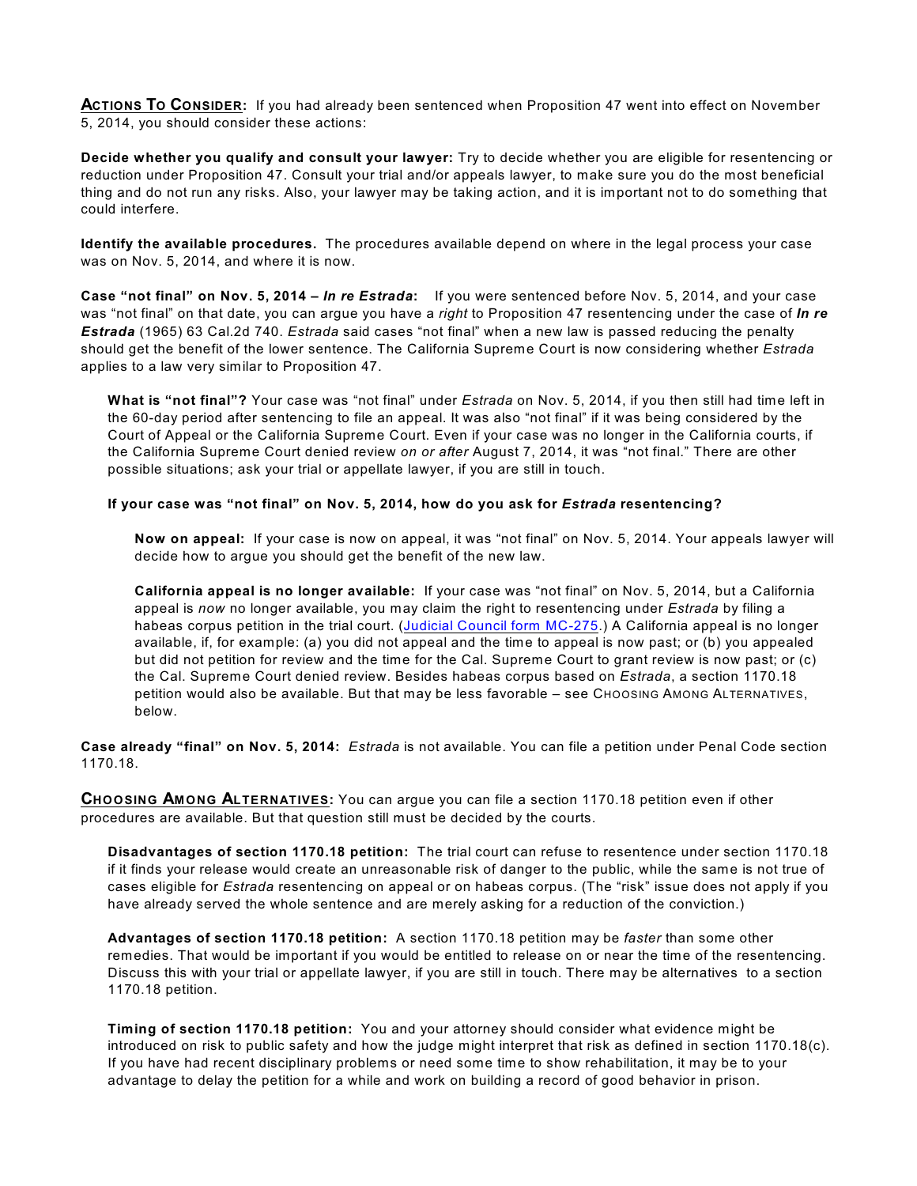**ACTIONS TO CONSIDER:** If you had already been sentenced when Proposition 47 went into effect on November 5, 2014, you should consider these actions:

**Decide whether you qualify and consult your lawyer:** Try to decide whether you are eligible for resentencing or reduction under Proposition 47. Consult your trial and/or appeals lawyer, to make sure you do the most beneficial thing and do not run any risks. Also, your lawyer may be taking action, and it is important not to do something that could interfere.

**Identify the available procedures.** The procedures available depend on where in the legal process your case was on Nov. 5, 2014, and where it is now.

**Case "not final" on Nov. 5, 2014 – *In re Estrada*:** If you were sentenced before Nov. 5, 2014, and your case was "not final" on that date, you can argue you have a *right* to Proposition 47 resentencing under the case of ***In re Estrada*** (1965) 63 Cal.2d 740. *Estrada* said cases "not final" when a new law is passed reducing the penalty should get the benefit of the lower sentence. The California Supreme Court is now considering whether *Estrada* applies to a law very similar to Proposition 47.

> **What is "not final"?** Your case was "not final" under *Estrada* on Nov. 5, 2014, if you then still had time left in the 60-day period after sentencing to file an appeal. It was also "not final" if it was being considered by the Court of Appeal or the California Supreme Court. Even if your case was no longer in the California courts, if the California Supreme Court denied review *on or after* August 7, 2014, it was "not final." There are other possible situations; ask your trial or appellate lawyer, if you are still in touch.
>
> **If your case was "not final" on Nov. 5, 2014, how do you ask for *Estrada* resentencing?**
>
> > **Now on appeal:** If your case is now on appeal, it was "not final" on Nov. 5, 2014. Your appeals lawyer will decide how to argue you should get the benefit of the new law.
> >
> > **California appeal is no longer available:** If your case was "not final" on Nov. 5, 2014, but a California appeal is *now* no longer available, you may claim the right to resentencing under *Estrada* by filing a habeas corpus petition in the trial court. (Judicial Council form MC-275.) A California appeal is no longer available, if, for example: (a) you did not appeal and the time to appeal is now past; or (b) you appealed but did not petition for review and the time for the Cal. Supreme Court to grant review is now past; or (c) the Cal. Supreme Court denied review. Besides habeas corpus based on *Estrada*, a section 1170.18 petition would also be available. But that may be less favorable – see CHOOSING AMONG ALTERNATIVES, below.

**Case already "final" on Nov. 5, 2014:** *Estrada* is not available. You can file a petition under Penal Code section 1170.18.

**CHOOSING AMONG ALTERNATIVES:** You can argue you can file a section 1170.18 petition even if other procedures are available. But that question still must be decided by the courts.

> **Disadvantages of section 1170.18 petition:** The trial court can refuse to resentence under section 1170.18 if it finds your release would create an unreasonable risk of danger to the public, while the same is not true of cases eligible for *Estrada* resentencing on appeal or on habeas corpus. (The "risk" issue does not apply if you have already served the whole sentence and are merely asking for a reduction of the conviction.)
>
> **Advantages of section 1170.18 petition:** A section 1170.18 petition may be *faster* than some other remedies. That would be important if you would be entitled to release on or near the time of the resentencing. Discuss this with your trial or appellate lawyer, if you are still in touch. There may be alternatives to a section 1170.18 petition.
>
> **Timing of section 1170.18 petition:** You and your attorney should consider what evidence might be introduced on risk to public safety and how the judge might interpret that risk as defined in section 1170.18(c). If you have had recent disciplinary problems or need some time to show rehabilitation, it may be to your advantage to delay the petition for a while and work on building a record of good behavior in prison.